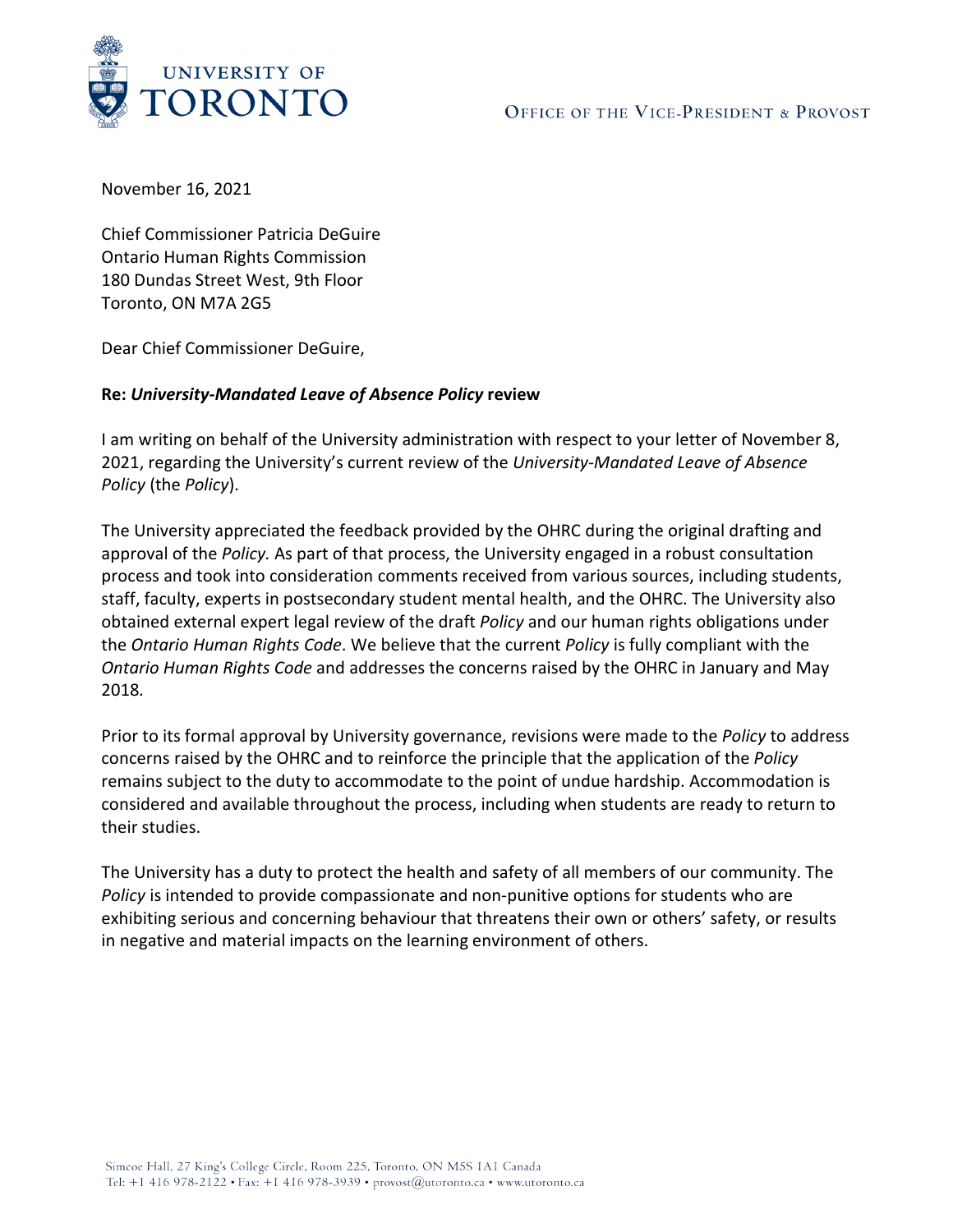UNIVERSITY OF TORONTO

OFFICE OF THE VICE-PRESIDENT & PROVOST

November 16, 2021

Chief Commissioner Patricia DeGuire
Ontario Human Rights Commission
180 Dundas Street West, 9th Floor
Toronto, ON M7A 2G5

Dear Chief Commissioner DeGuire,

**Re: *University-Mandated Leave of Absence Policy* review**

I am writing on behalf of the University administration with respect to your letter of November 8, 2021, regarding the University's current review of the *University-Mandated Leave of Absence Policy* (the *Policy*).

The University appreciated the feedback provided by the OHRC during the original drafting and approval of the *Policy.* As part of that process, the University engaged in a robust consultation process and took into consideration comments received from various sources, including students, staff, faculty, experts in postsecondary student mental health, and the OHRC. The University also obtained external expert legal review of the draft *Policy* and our human rights obligations under the *Ontario Human Rights Code*. We believe that the current *Policy* is fully compliant with the *Ontario Human Rights Code* and addresses the concerns raised by the OHRC in January and May 2018.

Prior to its formal approval by University governance, revisions were made to the *Policy* to address concerns raised by the OHRC and to reinforce the principle that the application of the *Policy* remains subject to the duty to accommodate to the point of undue hardship. Accommodation is considered and available throughout the process, including when students are ready to return to their studies.

The University has a duty to protect the health and safety of all members of our community. The *Policy* is intended to provide compassionate and non-punitive options for students who are exhibiting serious and concerning behaviour that threatens their own or others' safety, or results in negative and material impacts on the learning environment of others.

Simcoe Hall, 27 King's College Circle, Room 225, Toronto, ON M5S 1A1 Canada
Tel: +1 416 978-2122 • Fax: +1 416 978-3939 • provost@utoronto.ca • www.utoronto.ca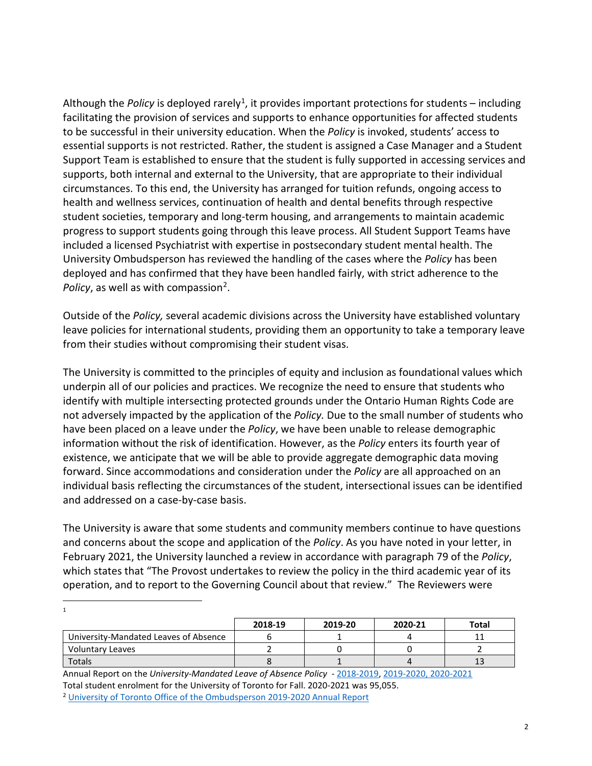Although the *Policy* is deployed rarely[1], it provides important protections for students – including facilitating the provision of services and supports to enhance opportunities for affected students to be successful in their university education. When the *Policy* is invoked, students' access to essential supports is not restricted. Rather, the student is assigned a Case Manager and a Student Support Team is established to ensure that the student is fully supported in accessing services and supports, both internal and external to the University, that are appropriate to their individual circumstances. To this end, the University has arranged for tuition refunds, ongoing access to health and wellness services, continuation of health and dental benefits through respective student societies, temporary and long-term housing, and arrangements to maintain academic progress to support students going through this leave process. All Student Support Teams have included a licensed Psychiatrist with expertise in postsecondary student mental health. The University Ombudsperson has reviewed the handling of the cases where the *Policy* has been deployed and has confirmed that they have been handled fairly, with strict adherence to the *Policy*, as well as with compassion[2].

Outside of the *Policy,* several academic divisions across the University have established voluntary leave policies for international students, providing them an opportunity to take a temporary leave from their studies without compromising their student visas.

The University is committed to the principles of equity and inclusion as foundational values which underpin all of our policies and practices. We recognize the need to ensure that students who identify with multiple intersecting protected grounds under the Ontario Human Rights Code are not adversely impacted by the application of the *Policy.* Due to the small number of students who have been placed on a leave under the *Policy*, we have been unable to release demographic information without the risk of identification. However, as the *Policy* enters its fourth year of existence, we anticipate that we will be able to provide aggregate demographic data moving forward. Since accommodations and consideration under the *Policy* are all approached on an individual basis reflecting the circumstances of the student, intersectional issues can be identified and addressed on a case-by-case basis.

The University is aware that some students and community members continue to have questions and concerns about the scope and application of the *Policy*. As you have noted in your letter, in February 2021, the University launched a review in accordance with paragraph 79 of the *Policy*, which states that "The Provost undertakes to review the policy in the third academic year of its operation, and to report to the Governing Council about that review." The Reviewers were

---

[1]

| | 2018-19 | 2019-20 | 2020-21 | Total |
|---|---|---|---|---|
| University-Mandated Leaves of Absence | 6 | 1 | 4 | 11 |
| Voluntary Leaves | 2 | 0 | 0 | 2 |
| Totals | 8 | 1 | 4 | 13 |

Annual Report on the *University-Mandated Leave of Absence Policy* - 2018-2019, 2019-2020, 2020-2021
Total student enrolment for the University of Toronto for Fall. 2020-2021 was 95,055.

[2] University of Toronto Office of the Ombudsperson 2019-2020 Annual Report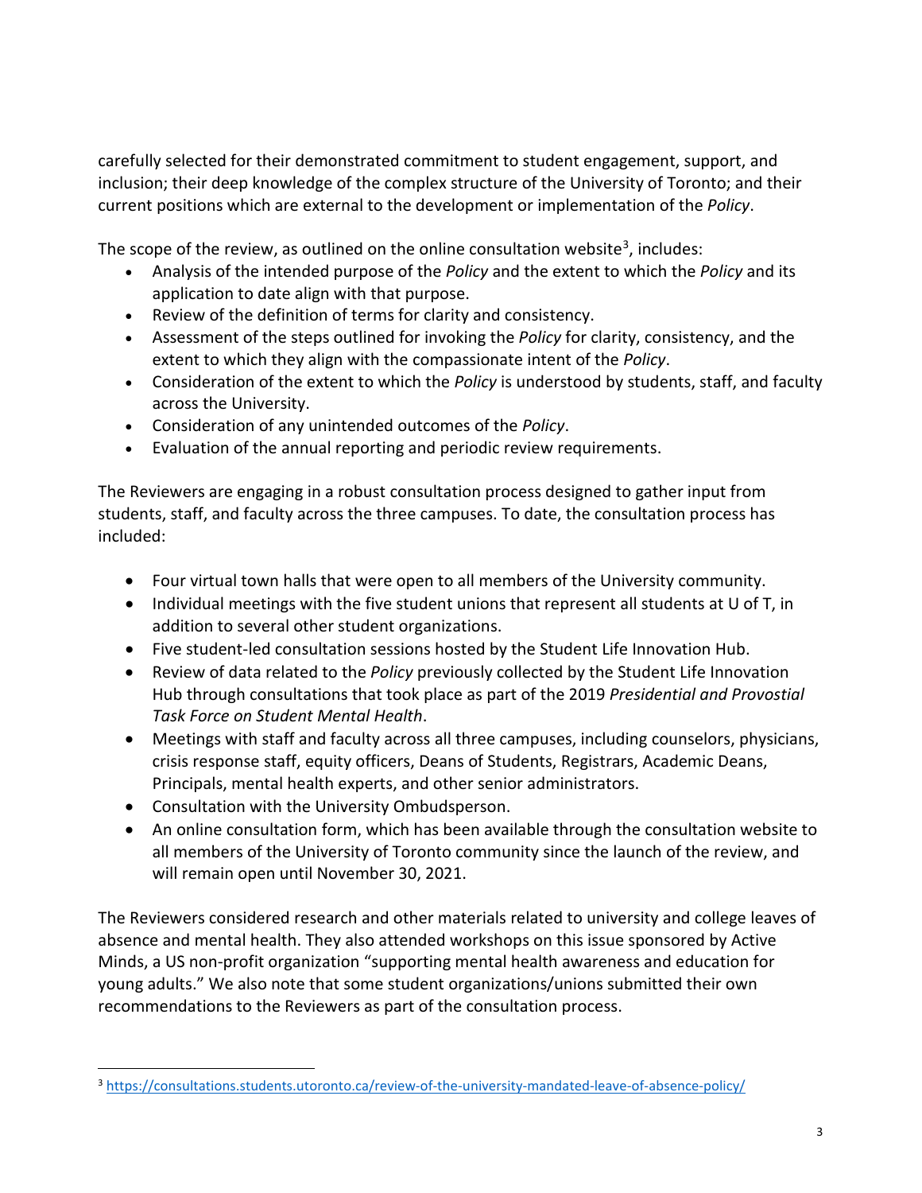carefully selected for their demonstrated commitment to student engagement, support, and inclusion; their deep knowledge of the complex structure of the University of Toronto; and their current positions which are external to the development or implementation of the *Policy*.

The scope of the review, as outlined on the online consultation website[3], includes:

- Analysis of the intended purpose of the *Policy* and the extent to which the *Policy* and its application to date align with that purpose.
- Review of the definition of terms for clarity and consistency.
- Assessment of the steps outlined for invoking the *Policy* for clarity, consistency, and the extent to which they align with the compassionate intent of the *Policy*.
- Consideration of the extent to which the *Policy* is understood by students, staff, and faculty across the University.
- Consideration of any unintended outcomes of the *Policy*.
- Evaluation of the annual reporting and periodic review requirements.

The Reviewers are engaging in a robust consultation process designed to gather input from students, staff, and faculty across the three campuses. To date, the consultation process has included:

- Four virtual town halls that were open to all members of the University community.
- Individual meetings with the five student unions that represent all students at U of T, in addition to several other student organizations.
- Five student-led consultation sessions hosted by the Student Life Innovation Hub.
- Review of data related to the *Policy* previously collected by the Student Life Innovation Hub through consultations that took place as part of the 2019 *Presidential and Provostial Task Force on Student Mental Health*.
- Meetings with staff and faculty across all three campuses, including counselors, physicians, crisis response staff, equity officers, Deans of Students, Registrars, Academic Deans, Principals, mental health experts, and other senior administrators.
- Consultation with the University Ombudsperson.
- An online consultation form, which has been available through the consultation website to all members of the University of Toronto community since the launch of the review, and will remain open until November 30, 2021.

The Reviewers considered research and other materials related to university and college leaves of absence and mental health. They also attended workshops on this issue sponsored by Active Minds, a US non-profit organization "supporting mental health awareness and education for young adults." We also note that some student organizations/unions submitted their own recommendations to the Reviewers as part of the consultation process.

---

[3] https://consultations.students.utoronto.ca/review-of-the-university-mandated-leave-of-absence-policy/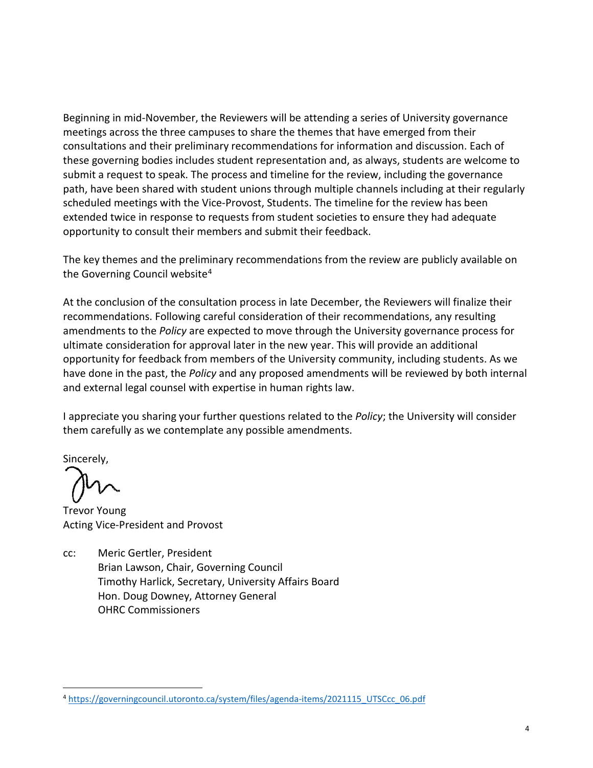Beginning in mid-November, the Reviewers will be attending a series of University governance meetings across the three campuses to share the themes that have emerged from their consultations and their preliminary recommendations for information and discussion. Each of these governing bodies includes student representation and, as always, students are welcome to submit a request to speak. The process and timeline for the review, including the governance path, have been shared with student unions through multiple channels including at their regularly scheduled meetings with the Vice-Provost, Students. The timeline for the review has been extended twice in response to requests from student societies to ensure they had adequate opportunity to consult their members and submit their feedback.

The key themes and the preliminary recommendations from the review are publicly available on the Governing Council website[4]

At the conclusion of the consultation process in late December, the Reviewers will finalize their recommendations. Following careful consideration of their recommendations, any resulting amendments to the *Policy* are expected to move through the University governance process for ultimate consideration for approval later in the new year. This will provide an additional opportunity for feedback from members of the University community, including students. As we have done in the past, the *Policy* and any proposed amendments will be reviewed by both internal and external legal counsel with expertise in human rights law.

I appreciate you sharing your further questions related to the *Policy*; the University will consider them carefully as we contemplate any possible amendments.

Sincerely,

Trevor Young
Acting Vice-President and Provost

cc: Meric Gertler, President
Brian Lawson, Chair, Governing Council
Timothy Harlick, Secretary, University Affairs Board
Hon. Doug Downey, Attorney General
OHRC Commissioners

---

[4] https://governingcouncil.utoronto.ca/system/files/agenda-items/2021115_UTSCcc_06.pdf